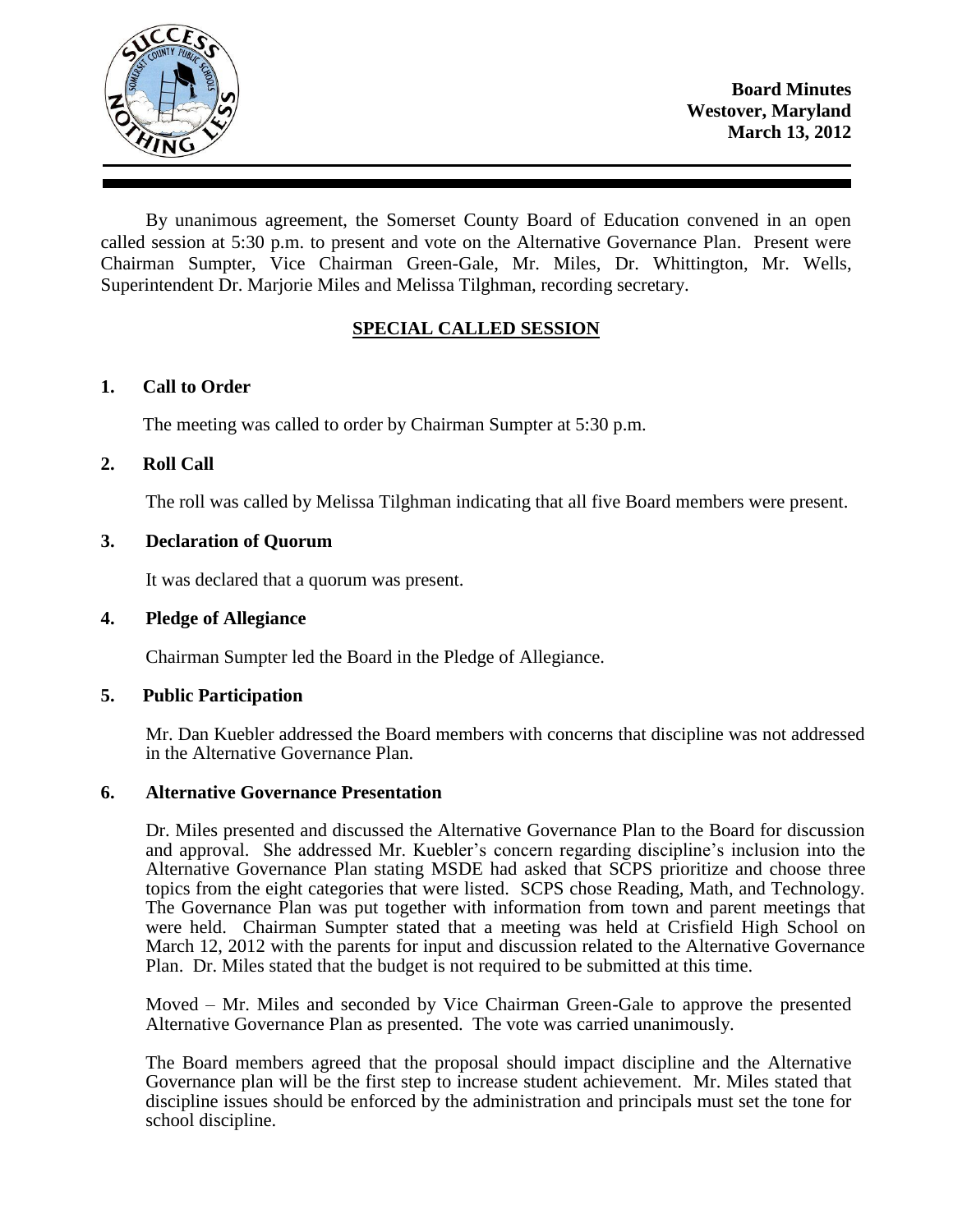**Board Minutes**
**Westover, Maryland**
**March 13, 2012**

By unanimous agreement, the Somerset County Board of Education convened in an open called session at 5:30 p.m. to present and vote on the Alternative Governance Plan. Present were Chairman Sumpter, Vice Chairman Green-Gale, Mr. Miles, Dr. Whittington, Mr. Wells, Superintendent Dr. Marjorie Miles and Melissa Tilghman, recording secretary.

## SPECIAL CALLED SESSION

### 1. Call to Order

The meeting was called to order by Chairman Sumpter at 5:30 p.m.

### 2. Roll Call

The roll was called by Melissa Tilghman indicating that all five Board members were present.

### 3. Declaration of Quorum

It was declared that a quorum was present.

### 4. Pledge of Allegiance

Chairman Sumpter led the Board in the Pledge of Allegiance.

### 5. Public Participation

Mr. Dan Kuebler addressed the Board members with concerns that discipline was not addressed in the Alternative Governance Plan.

### 6. Alternative Governance Presentation

Dr. Miles presented and discussed the Alternative Governance Plan to the Board for discussion and approval. She addressed Mr. Kuebler's concern regarding discipline's inclusion into the Alternative Governance Plan stating MSDE had asked that SCPS prioritize and choose three topics from the eight categories that were listed. SCPS chose Reading, Math, and Technology. The Governance Plan was put together with information from town and parent meetings that were held. Chairman Sumpter stated that a meeting was held at Crisfield High School on March 12, 2012 with the parents for input and discussion related to the Alternative Governance Plan. Dr. Miles stated that the budget is not required to be submitted at this time.

Moved – Mr. Miles and seconded by Vice Chairman Green-Gale to approve the presented Alternative Governance Plan as presented. The vote was carried unanimously.

The Board members agreed that the proposal should impact discipline and the Alternative Governance plan will be the first step to increase student achievement. Mr. Miles stated that discipline issues should be enforced by the administration and principals must set the tone for school discipline.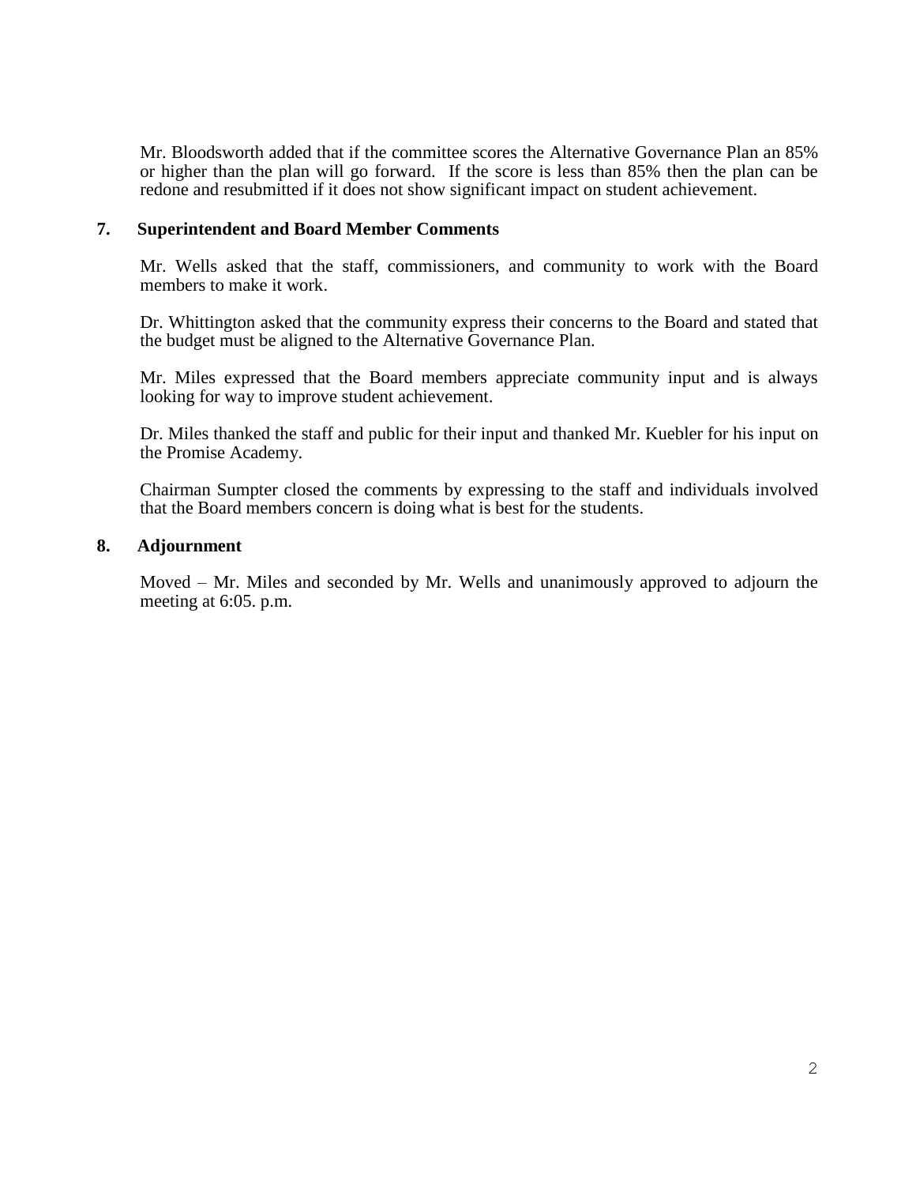Mr. Bloodsworth added that if the committee scores the Alternative Governance Plan an 85% or higher than the plan will go forward. If the score is less than 85% then the plan can be redone and resubmitted if it does not show significant impact on student achievement.

**7. Superintendent and Board Member Comments**

Mr. Wells asked that the staff, commissioners, and community to work with the Board members to make it work.

Dr. Whittington asked that the community express their concerns to the Board and stated that the budget must be aligned to the Alternative Governance Plan.

Mr. Miles expressed that the Board members appreciate community input and is always looking for way to improve student achievement.

Dr. Miles thanked the staff and public for their input and thanked Mr. Kuebler for his input on the Promise Academy.

Chairman Sumpter closed the comments by expressing to the staff and individuals involved that the Board members concern is doing what is best for the students.

**8. Adjournment**

Moved – Mr. Miles and seconded by Mr. Wells and unanimously approved to adjourn the meeting at 6:05. p.m.